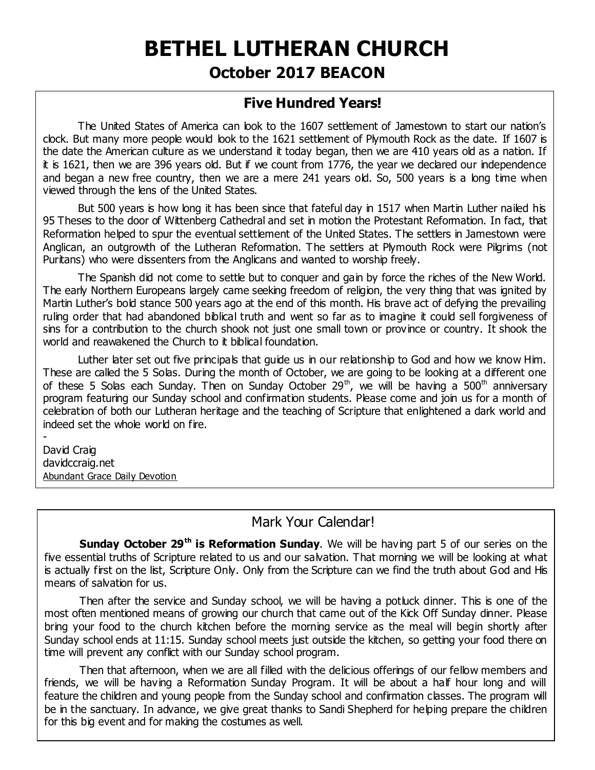# BETHEL LUTHERAN CHURCH

## October 2017 BEACON

### Five Hundred Years!

The United States of America can look to the 1607 settlement of Jamestown to start our nation's clock. But many more people would look to the 1621 settlement of Plymouth Rock as the date. If 1607 is the date the American culture as we understand it today began, then we are 410 years old as a nation. If it is 1621, then we are 396 years old. But if we count from 1776, the year we declared our independence and began a new free country, then we are a mere 241 years old. So, 500 years is a long time when viewed through the lens of the United States.

But 500 years is how long it has been since that fateful day in 1517 when Martin Luther nailed his 95 Theses to the door of Wittenberg Cathedral and set in motion the Protestant Reformation. In fact, that Reformation helped to spur the eventual settlement of the United States. The settlers in Jamestown were Anglican, an outgrowth of the Lutheran Reformation. The settlers at Plymouth Rock were Pilgrims (not Puritans) who were dissenters from the Anglicans and wanted to worship freely.

The Spanish did not come to settle but to conquer and gain by force the riches of the New World. The early Northern Europeans largely came seeking freedom of religion, the very thing that was ignited by Martin Luther's bold stance 500 years ago at the end of this month. His brave act of defying the prevailing ruling order that had abandoned biblical truth and went so far as to imagine it could sell forgiveness of sins for a contribution to the church shook not just one small town or province or country. It shook the world and reawakened the Church to it biblical foundation.

Luther later set out five principals that guide us in our relationship to God and how we know Him. These are called the 5 Solas. During the month of October, we are going to be looking at a different one of these 5 Solas each Sunday. Then on Sunday October 29th, we will be having a 500th anniversary program featuring our Sunday school and confirmation students. Please come and join us for a month of celebration of both our Lutheran heritage and the teaching of Scripture that enlightened a dark world and indeed set the whole world on fire.

-
David Craig
davidccraig.net
Abundant Grace Daily Devotion

### Mark Your Calendar!

**Sunday October 29th is Reformation Sunday**. We will be having part 5 of our series on the five essential truths of Scripture related to us and our salvation. That morning we will be looking at what is actually first on the list, Scripture Only. Only from the Scripture can we find the truth about God and His means of salvation for us.

Then after the service and Sunday school, we will be having a potluck dinner. This is one of the most often mentioned means of growing our church that came out of the Kick Off Sunday dinner. Please bring your food to the church kitchen before the morning service as the meal will begin shortly after Sunday school ends at 11:15. Sunday school meets just outside the kitchen, so getting your food there on time will prevent any conflict with our Sunday school program.

Then that afternoon, when we are all filled with the delicious offerings of our fellow members and friends, we will be having a Reformation Sunday Program. It will be about a half hour long and will feature the children and young people from the Sunday school and confirmation classes. The program will be in the sanctuary. In advance, we give great thanks to Sandi Shepherd for helping prepare the children for this big event and for making the costumes as well.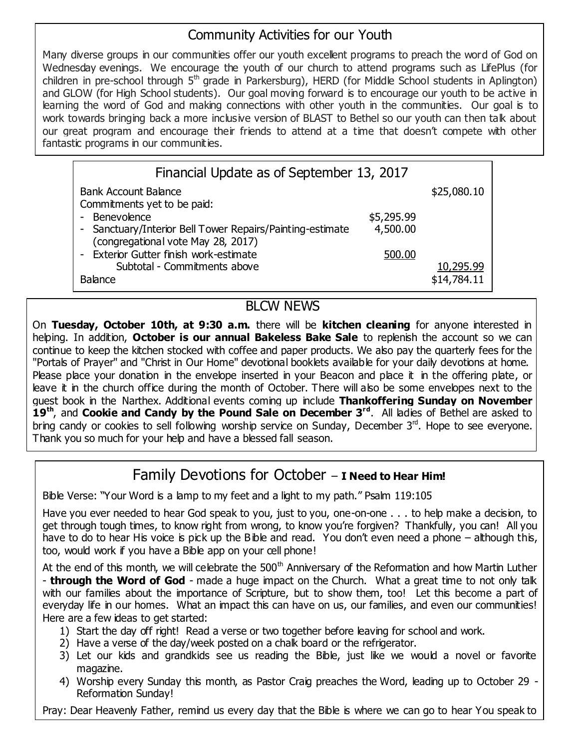## Community Activities for our Youth

Many diverse groups in our communities offer our youth excellent programs to preach the word of God on Wednesday evenings. We encourage the youth of our church to attend programs such as LifePlus (for children in pre-school through 5th grade in Parkersburg), HERD (for Middle School students in Aplington) and GLOW (for High School students). Our goal moving forward is to encourage our youth to be active in learning the word of God and making connections with other youth in the communities. Our goal is to work towards bringing back a more inclusive version of BLAST to Bethel so our youth can then talk about our great program and encourage their friends to attend at a time that doesn't compete with other fantastic programs in our communities.

## Financial Update as of September 13, 2017

| | | |
|---|---|---|
| Bank Account Balance | | $25,080.10 |
| Commitments yet to be paid: | | |
| - Benevolence | $5,295.99 | |
| - Sanctuary/Interior Bell Tower Repairs/Painting-estimate (congregational vote May 28, 2017) | 4,500.00 | |
| - Exterior Gutter finish work-estimate | 500.00 | |
| Subtotal - Commitments above | | 10,295.99 |
| Balance | | $14,784.11 |

## BLCW NEWS

On **Tuesday, October 10th, at 9:30 a.m.** there will be **kitchen cleaning** for anyone interested in helping. In addition, **October is our annual Bakeless Bake Sale** to replenish the account so we can continue to keep the kitchen stocked with coffee and paper products. We also pay the quarterly fees for the "Portals of Prayer" and "Christ in Our Home" devotional booklets available for your daily devotions at home. Please place your donation in the envelope inserted in your Beacon and place it in the offering plate, or leave it in the church office during the month of October. There will also be some envelopes next to the guest book in the Narthex. Additional events coming up include **Thankoffering Sunday on November 19th**, and **Cookie and Candy by the Pound Sale on December 3rd**. All ladies of Bethel are asked to bring candy or cookies to sell following worship service on Sunday, December 3rd. Hope to see everyone. Thank you so much for your help and have a blessed fall season.

## Family Devotions for October – **I Need to Hear Him!**

Bible Verse: "Your Word is a lamp to my feet and a light to my path." Psalm 119:105

Have you ever needed to hear God speak to you, just to you, one-on-one . . . to help make a decision, to get through tough times, to know right from wrong, to know you're forgiven? Thankfully, you can! All you have to do to hear His voice is pick up the Bible and read. You don't even need a phone – although this, too, would work if you have a Bible app on your cell phone!

At the end of this month, we will celebrate the 500th Anniversary of the Reformation and how Martin Luther - **through the Word of God** - made a huge impact on the Church. What a great time to not only talk with our families about the importance of Scripture, but to show them, too! Let this become a part of everyday life in our homes. What an impact this can have on us, our families, and even our communities! Here are a few ideas to get started:

1) Start the day off right! Read a verse or two together before leaving for school and work.
2) Have a verse of the day/week posted on a chalk board or the refrigerator.
3) Let our kids and grandkids see us reading the Bible, just like we would a novel or favorite magazine.
4) Worship every Sunday this month, as Pastor Craig preaches the Word, leading up to October 29 - Reformation Sunday!

Pray: Dear Heavenly Father, remind us every day that the Bible is where we can go to hear You speak to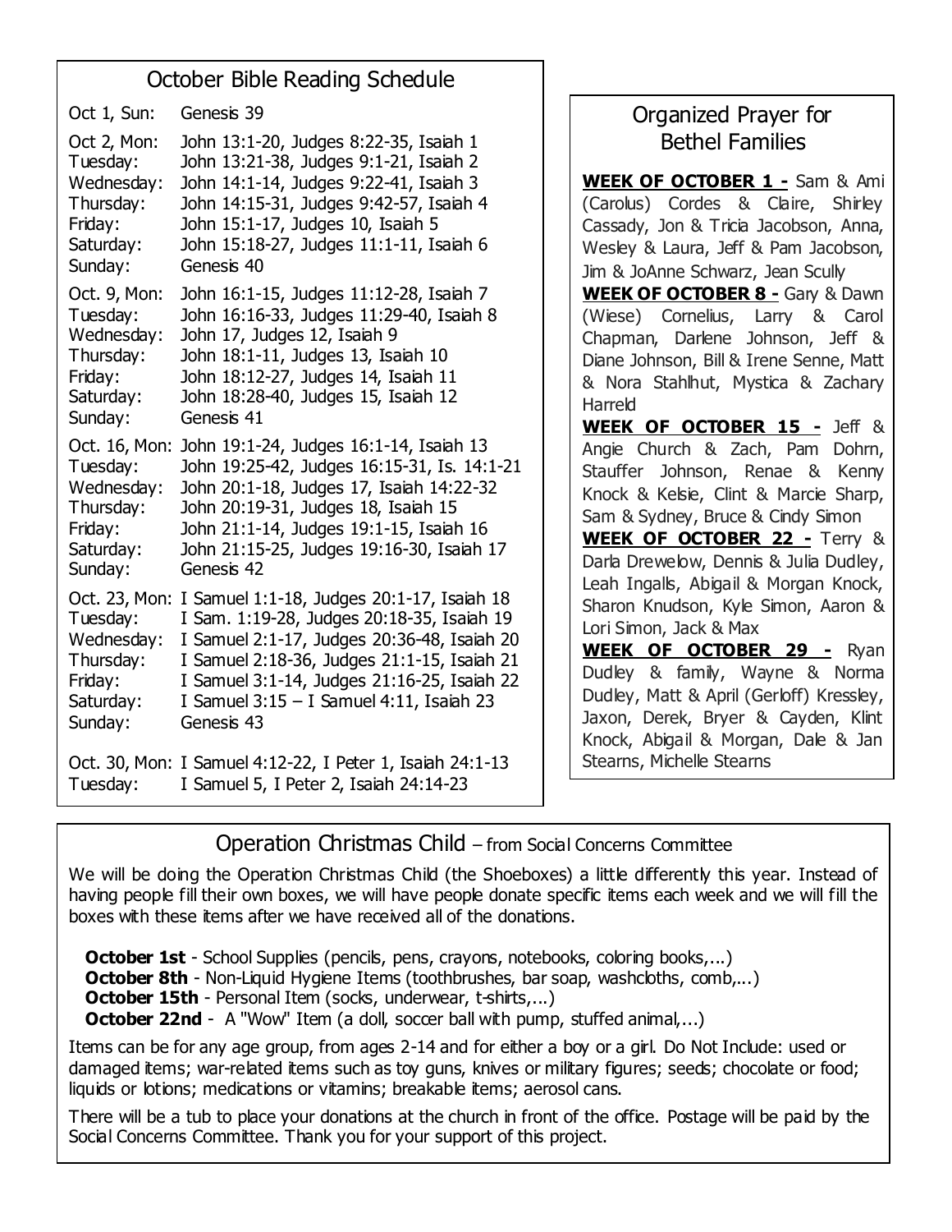## October Bible Reading Schedule

| | |
|---|---|
| Oct 1, Sun: | Genesis 39 |
| Oct 2, Mon: | John 13:1-20, Judges 8:22-35, Isaiah 1 |
| Tuesday: | John 13:21-38, Judges 9:1-21, Isaiah 2 |
| Wednesday: | John 14:1-14, Judges 9:22-41, Isaiah 3 |
| Thursday: | John 14:15-31, Judges 9:42-57, Isaiah 4 |
| Friday: | John 15:1-17, Judges 10, Isaiah 5 |
| Saturday: | John 15:18-27, Judges 11:1-11, Isaiah 6 |
| Sunday: | Genesis 40 |
| Oct. 9, Mon: | John 16:1-15, Judges 11:12-28, Isaiah 7 |
| Tuesday: | John 16:16-33, Judges 11:29-40, Isaiah 8 |
| Wednesday: | John 17, Judges 12, Isaiah 9 |
| Thursday: | John 18:1-11, Judges 13, Isaiah 10 |
| Friday: | John 18:12-27, Judges 14, Isaiah 11 |
| Saturday: | John 18:28-40, Judges 15, Isaiah 12 |
| Sunday: | Genesis 41 |
| Oct. 16, Mon: | John 19:1-24, Judges 16:1-14, Isaiah 13 |
| Tuesday: | John 19:25-42, Judges 16:15-31, Is. 14:1-21 |
| Wednesday: | John 20:1-18, Judges 17, Isaiah 14:22-32 |
| Thursday: | John 20:19-31, Judges 18, Isaiah 15 |
| Friday: | John 21:1-14, Judges 19:1-15, Isaiah 16 |
| Saturday: | John 21:15-25, Judges 19:16-30, Isaiah 17 |
| Sunday: | Genesis 42 |
| Oct. 23, Mon: | I Samuel 1:1-18, Judges 20:1-17, Isaiah 18 |
| Tuesday: | I Sam. 1:19-28, Judges 20:18-35, Isaiah 19 |
| Wednesday: | I Samuel 2:1-17, Judges 20:36-48, Isaiah 20 |
| Thursday: | I Samuel 2:18-36, Judges 21:1-15, Isaiah 21 |
| Friday: | I Samuel 3:1-14, Judges 21:16-25, Isaiah 22 |
| Saturday: | I Samuel 3:15 – I Samuel 4:11, Isaiah 23 |
| Sunday: | Genesis 43 |
| Oct. 30, Mon: | I Samuel 4:12-22, I Peter 1, Isaiah 24:1-13 |
| Tuesday: | I Samuel 5, I Peter 2, Isaiah 24:14-23 |

## Organized Prayer for Bethel Families

**WEEK OF OCTOBER 1 -** Sam & Ami (Carolus) Cordes & Claire, Shirley Cassady, Jon & Tricia Jacobson, Anna, Wesley & Laura, Jeff & Pam Jacobson, Jim & JoAnne Schwarz, Jean Scully

**WEEK OF OCTOBER 8 -** Gary & Dawn (Wiese) Cornelius, Larry & Carol Chapman, Darlene Johnson, Jeff & Diane Johnson, Bill & Irene Senne, Matt & Nora Stahlhut, Mystica & Zachary Harreld

**WEEK OF OCTOBER 15 -** Jeff & Angie Church & Zach, Pam Dohrn, Stauffer Johnson, Renae & Kenny Knock & Kelsie, Clint & Marcie Sharp, Sam & Sydney, Bruce & Cindy Simon

**WEEK OF OCTOBER 22 -** Terry & Darla Drewelow, Dennis & Julia Dudley, Leah Ingalls, Abigail & Morgan Knock, Sharon Knudson, Kyle Simon, Aaron & Lori Simon, Jack & Max

**WEEK OF OCTOBER 29 -** Ryan Dudley & family, Wayne & Norma Dudley, Matt & April (Gerloff) Kressley, Jaxon, Derek, Bryer & Cayden, Klint Knock, Abigail & Morgan, Dale & Jan Stearns, Michelle Stearns

## Operation Christmas Child – from Social Concerns Committee

We will be doing the Operation Christmas Child (the Shoeboxes) a little differently this year. Instead of having people fill their own boxes, we will have people donate specific items each week and we will fill the boxes with these items after we have received all of the donations.

**October 1st** - School Supplies (pencils, pens, crayons, notebooks, coloring books,...)
**October 8th** - Non-Liquid Hygiene Items (toothbrushes, bar soap, washcloths, comb,...)
**October 15th** - Personal Item (socks, underwear, t-shirts,...)
**October 22nd** - A "Wow" Item (a doll, soccer ball with pump, stuffed animal,...)

Items can be for any age group, from ages 2-14 and for either a boy or a girl. Do Not Include: used or damaged items; war-related items such as toy guns, knives or military figures; seeds; chocolate or food; liquids or lotions; medications or vitamins; breakable items; aerosol cans.

There will be a tub to place your donations at the church in front of the office. Postage will be paid by the Social Concerns Committee. Thank you for your support of this project.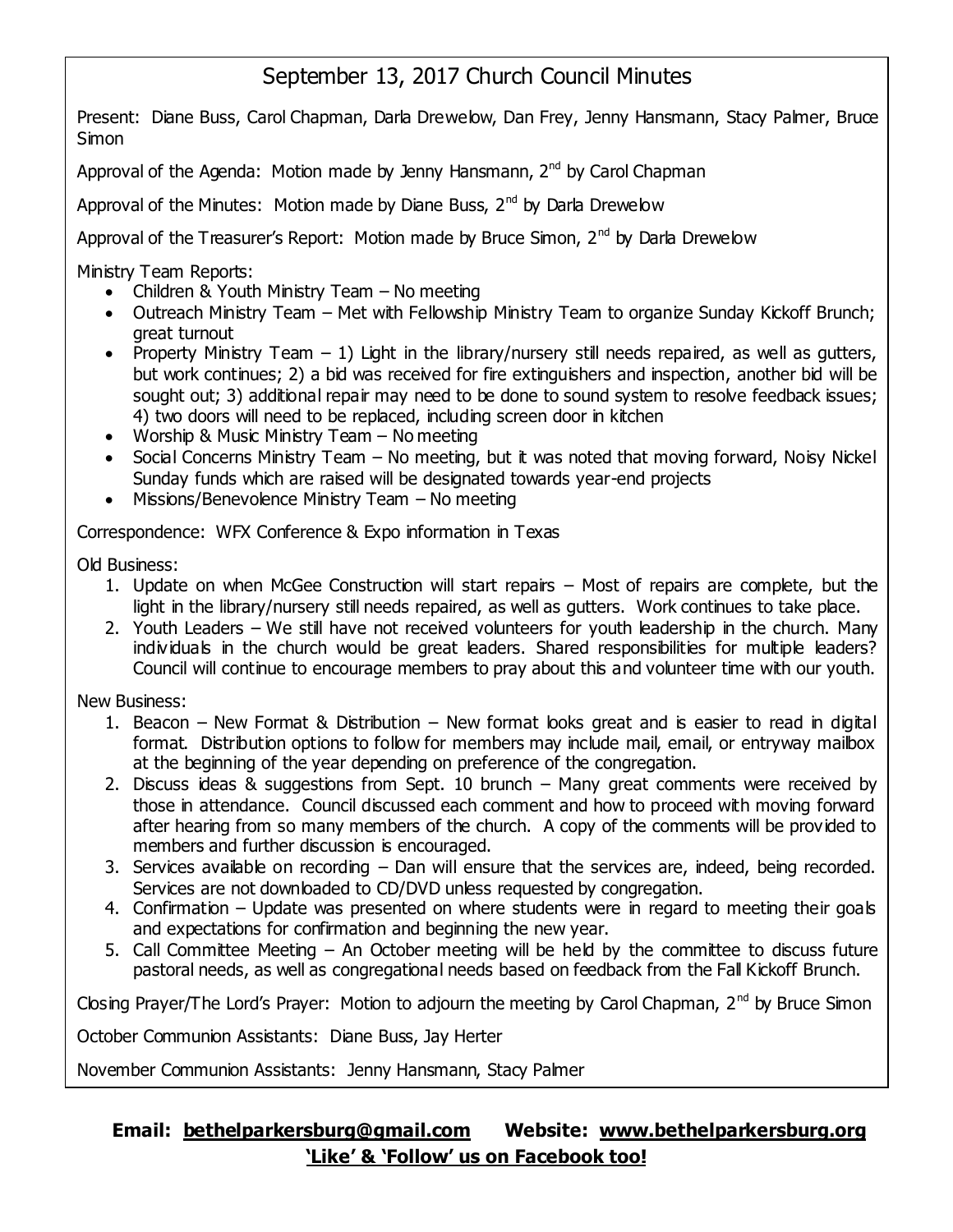# September 13, 2017 Church Council Minutes

Present: Diane Buss, Carol Chapman, Darla Drewelow, Dan Frey, Jenny Hansmann, Stacy Palmer, Bruce Simon

Approval of the Agenda: Motion made by Jenny Hansmann, 2nd by Carol Chapman

Approval of the Minutes: Motion made by Diane Buss, 2nd by Darla Drewelow

Approval of the Treasurer's Report: Motion made by Bruce Simon, 2nd by Darla Drewelow

Ministry Team Reports:

- Children & Youth Ministry Team – No meeting
- Outreach Ministry Team – Met with Fellowship Ministry Team to organize Sunday Kickoff Brunch; great turnout
- Property Ministry Team – 1) Light in the library/nursery still needs repaired, as well as gutters, but work continues; 2) a bid was received for fire extinguishers and inspection, another bid will be sought out; 3) additional repair may need to be done to sound system to resolve feedback issues; 4) two doors will need to be replaced, including screen door in kitchen
- Worship & Music Ministry Team – No meeting
- Social Concerns Ministry Team – No meeting, but it was noted that moving forward, Noisy Nickel Sunday funds which are raised will be designated towards year-end projects
- Missions/Benevolence Ministry Team – No meeting

Correspondence: WFX Conference & Expo information in Texas

Old Business:

1. Update on when McGee Construction will start repairs – Most of repairs are complete, but the light in the library/nursery still needs repaired, as well as gutters. Work continues to take place.
2. Youth Leaders – We still have not received volunteers for youth leadership in the church. Many individuals in the church would be great leaders. Shared responsibilities for multiple leaders? Council will continue to encourage members to pray about this and volunteer time with our youth.

New Business:

1. Beacon – New Format & Distribution – New format looks great and is easier to read in digital format. Distribution options to follow for members may include mail, email, or entryway mailbox at the beginning of the year depending on preference of the congregation.
2. Discuss ideas & suggestions from Sept. 10 brunch – Many great comments were received by those in attendance. Council discussed each comment and how to proceed with moving forward after hearing from so many members of the church. A copy of the comments will be provided to members and further discussion is encouraged.
3. Services available on recording – Dan will ensure that the services are, indeed, being recorded. Services are not downloaded to CD/DVD unless requested by congregation.
4. Confirmation – Update was presented on where students were in regard to meeting their goals and expectations for confirmation and beginning the new year.
5. Call Committee Meeting – An October meeting will be held by the committee to discuss future pastoral needs, as well as congregational needs based on feedback from the Fall Kickoff Brunch.

Closing Prayer/The Lord's Prayer: Motion to adjourn the meeting by Carol Chapman, 2nd by Bruce Simon

October Communion Assistants: Diane Buss, Jay Herter

November Communion Assistants: Jenny Hansmann, Stacy Palmer

**Email: bethelparkersburg@gmail.com Website: www.bethelparkersburg.org**
**'Like' & 'Follow' us on Facebook too!**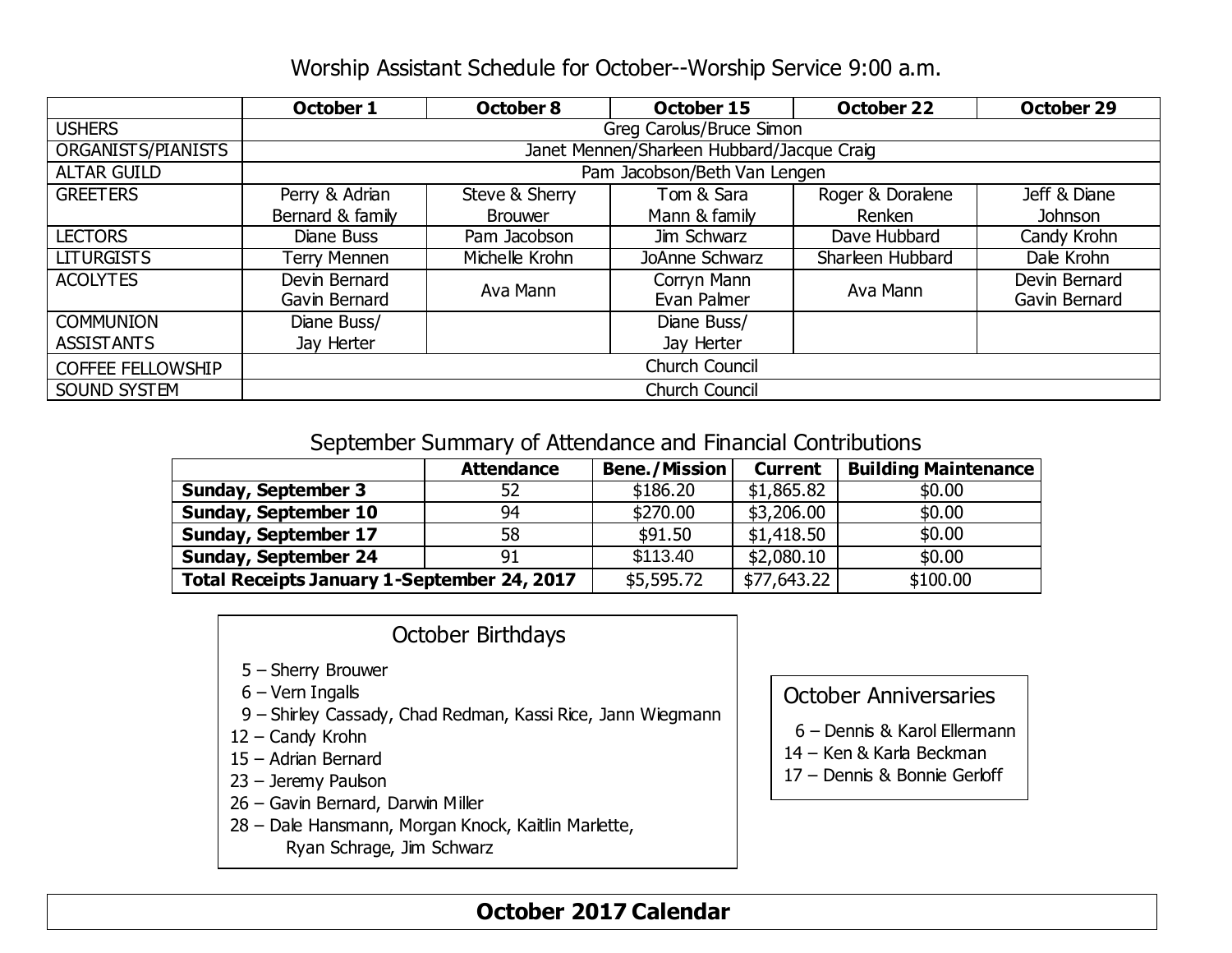## Worship Assistant Schedule for October--Worship Service 9:00 a.m.

| | October 1 | October 8 | October 15 | October 22 | October 29 |
|---|---|---|---|---|---|
| USHERS | Greg Carolus/Bruce Simon | | | | |
| ORGANISTS/PIANISTS | Janet Mennen/Sharleen Hubbard/Jacque Craig | | | | |
| ALTAR GUILD | Pam Jacobson/Beth Van Lengen | | | | |
| GREETERS | Perry & Adrian Bernard & family | Steve & Sherry Brouwer | Tom & Sara Mann & family | Roger & Doralene Renken | Jeff & Diane Johnson |
| LECTORS | Diane Buss | Pam Jacobson | Jim Schwarz | Dave Hubbard | Candy Krohn |
| LITURGISTS | Terry Mennen | Michelle Krohn | JoAnne Schwarz | Sharleen Hubbard | Dale Krohn |
| ACOLYTES | Devin Bernard Gavin Bernard | Ava Mann | Corryn Mann Evan Palmer | Ava Mann | Devin Bernard Gavin Bernard |
| COMMUNION ASSISTANTS | Diane Buss/ Jay Herter | | Diane Buss/ Jay Herter | | |
| COFFEE FELLOWSHIP | Church Council | | | | |
| SOUND SYSTEM | Church Council | | | | |

## September Summary of Attendance and Financial Contributions

| | Attendance | Bene./Mission | Current | Building Maintenance |
|---|---|---|---|---|
| **Sunday, September 3** | 52 | $186.20 | $1,865.82 | $0.00 |
| **Sunday, September 10** | 94 | $270.00 | $3,206.00 | $0.00 |
| **Sunday, September 17** | 58 | $91.50 | $1,418.50 | $0.00 |
| **Sunday, September 24** | 91 | $113.40 | $2,080.10 | $0.00 |
| **Total Receipts January 1-September 24, 2017** | | $5,595.72 | $77,643.22 | $100.00 |

### October Birthdays

5 – Sherry Brouwer
6 – Vern Ingalls
9 – Shirley Cassady, Chad Redman, Kassi Rice, Jann Wiegmann
12 – Candy Krohn
15 – Adrian Bernard
23 – Jeremy Paulson
26 – Gavin Bernard, Darwin Miller
28 – Dale Hansmann, Morgan Knock, Kaitlin Marlette, Ryan Schrage, Jim Schwarz

### October Anniversaries

6 – Dennis & Karol Ellermann
14 – Ken & Karla Beckman
17 – Dennis & Bonnie Gerloff

## October 2017 Calendar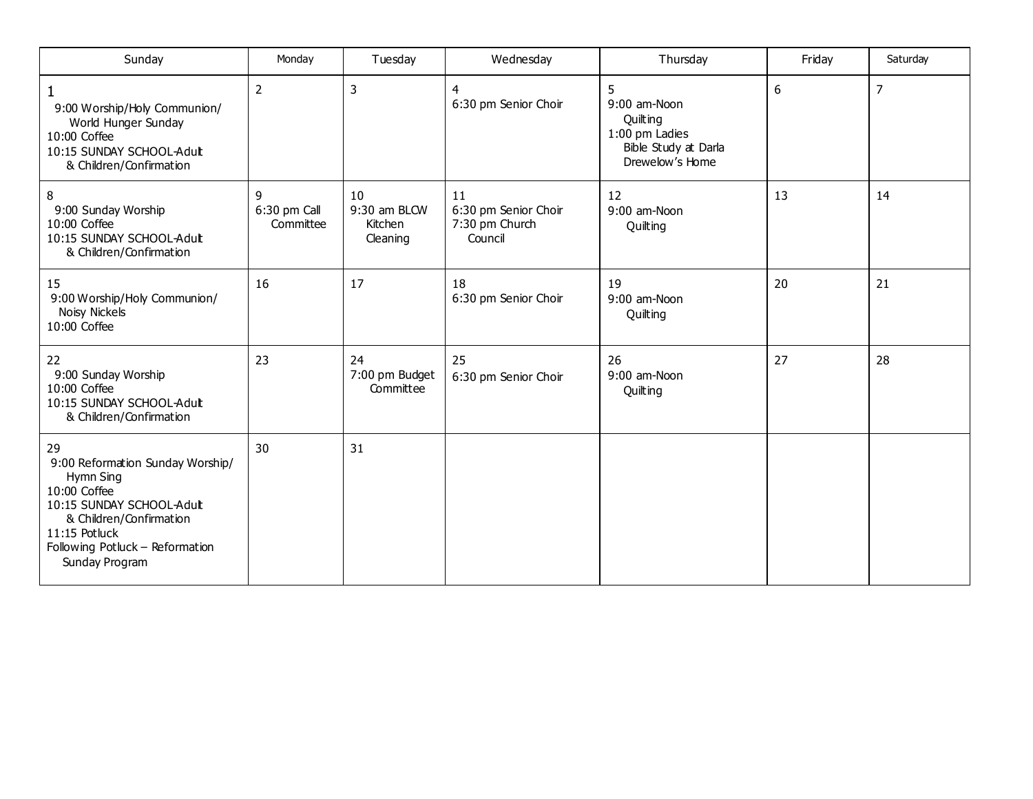| Sunday | Monday | Tuesday | Wednesday | Thursday | Friday | Saturday |
|---|---|---|---|---|---|---|
| 1<br>9:00 Worship/Holy Communion/ World Hunger Sunday<br>10:00 Coffee<br>10:15 SUNDAY SCHOOL-Adult & Children/Confirmation | 2 | 3 | 4<br>6:30 pm Senior Choir | 5<br>9:00 am-Noon Quilting<br>1:00 pm Ladies Bible Study at Darla Drewelow's Home | 6 | 7 |
| 8<br>9:00 Sunday Worship<br>10:00 Coffee<br>10:15 SUNDAY SCHOOL-Adult & Children/Confirmation | 9<br>6:30 pm Call Committee | 10<br>9:30 am BLCW Kitchen Cleaning | 11<br>6:30 pm Senior Choir<br>7:30 pm Church Council | 12<br>9:00 am-Noon Quilting | 13 | 14 |
| 15<br>9:00 Worship/Holy Communion/ Noisy Nickels<br>10:00 Coffee | 16 | 17 | 18<br>6:30 pm Senior Choir | 19<br>9:00 am-Noon Quilting | 20 | 21 |
| 22<br>9:00 Sunday Worship<br>10:00 Coffee<br>10:15 SUNDAY SCHOOL-Adult & Children/Confirmation | 23 | 24<br>7:00 pm Budget Committee | 25<br>6:30 pm Senior Choir | 26<br>9:00 am-Noon Quilting | 27 | 28 |
| 29<br>9:00 Reformation Sunday Worship/ Hymn Sing<br>10:00 Coffee<br>10:15 SUNDAY SCHOOL-Adult & Children/Confirmation<br>11:15 Potluck<br>Following Potluck – Reformation Sunday Program | 30 | 31 | | | | |